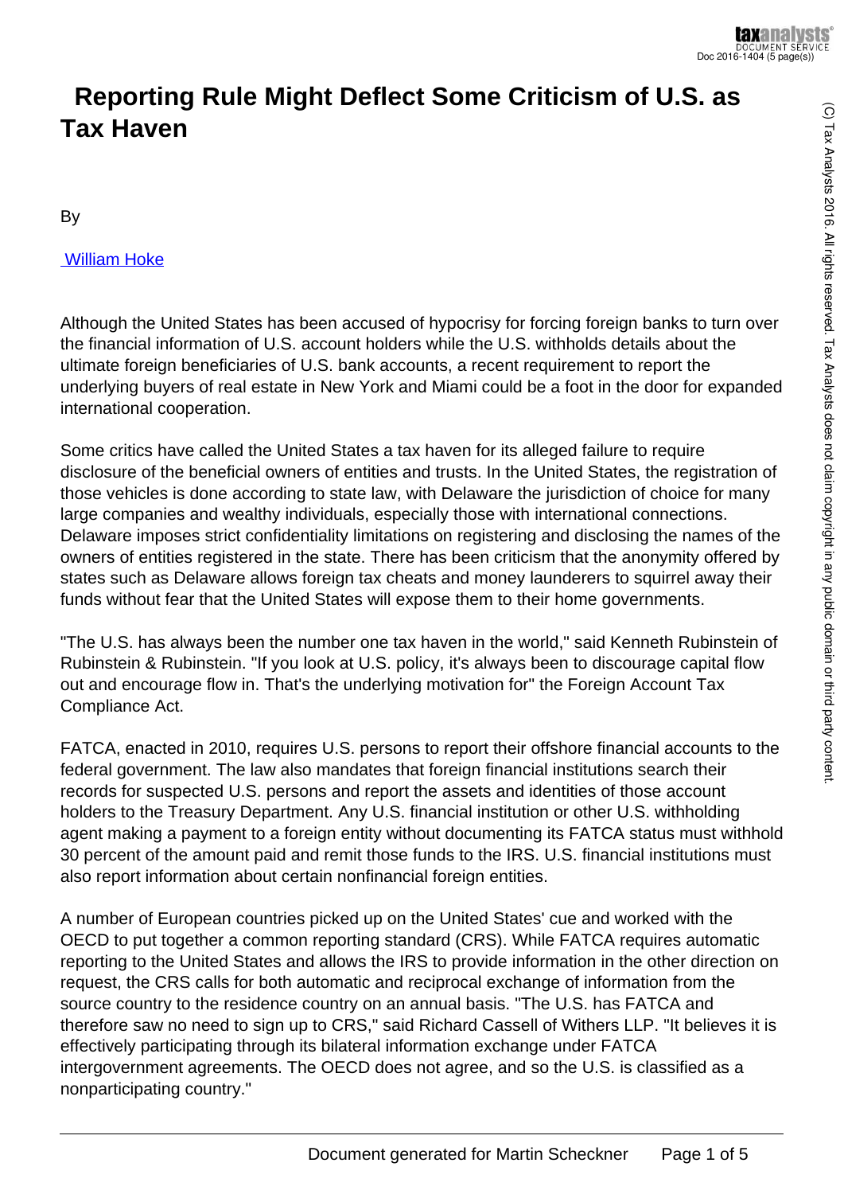# Reporting Rule Might Deflect Some Criticism of U.S. as Tax Haven

By

William Hoke

Although the United States has been accused of hypocrisy for forcing foreign banks to turn over the financial information of U.S. account holders while the U.S. withholds details about the ultimate foreign beneficiaries of U.S. bank accounts, a recent requirement to report the underlying buyers of real estate in New York and Miami could be a foot in the door for expanded international cooperation.

Some critics have called the United States a tax haven for its alleged failure to require disclosure of the beneficial owners of entities and trusts. In the United States, the registration of those vehicles is done according to state law, with Delaware the jurisdiction of choice for many large companies and wealthy individuals, especially those with international connections. Delaware imposes strict confidentiality limitations on registering and disclosing the names of the owners of entities registered in the state. There has been criticism that the anonymity offered by states such as Delaware allows foreign tax cheats and money launderers to squirrel away their funds without fear that the United States will expose them to their home governments.

"The U.S. has always been the number one tax haven in the world," said Kenneth Rubinstein of Rubinstein & Rubinstein. "If you look at U.S. policy, it's always been to discourage capital flow out and encourage flow in. That's the underlying motivation for" the Foreign Account Tax Compliance Act.

FATCA, enacted in 2010, requires U.S. persons to report their offshore financial accounts to the federal government. The law also mandates that foreign financial institutions search their records for suspected U.S. persons and report the assets and identities of those account holders to the Treasury Department. Any U.S. financial institution or other U.S. withholding agent making a payment to a foreign entity without documenting its FATCA status must withhold 30 percent of the amount paid and remit those funds to the IRS. U.S. financial institutions must also report information about certain nonfinancial foreign entities.

A number of European countries picked up on the United States' cue and worked with the OECD to put together a common reporting standard (CRS). While FATCA requires automatic reporting to the United States and allows the IRS to provide information in the other direction on request, the CRS calls for both automatic and reciprocal exchange of information from the source country to the residence country on an annual basis. "The U.S. has FATCA and therefore saw no need to sign up to CRS," said Richard Cassell of Withers LLP. "It believes it is effectively participating through its bilateral information exchange under FATCA intergovernment agreements. The OECD does not agree, and so the U.S. is classified as a nonparticipating country."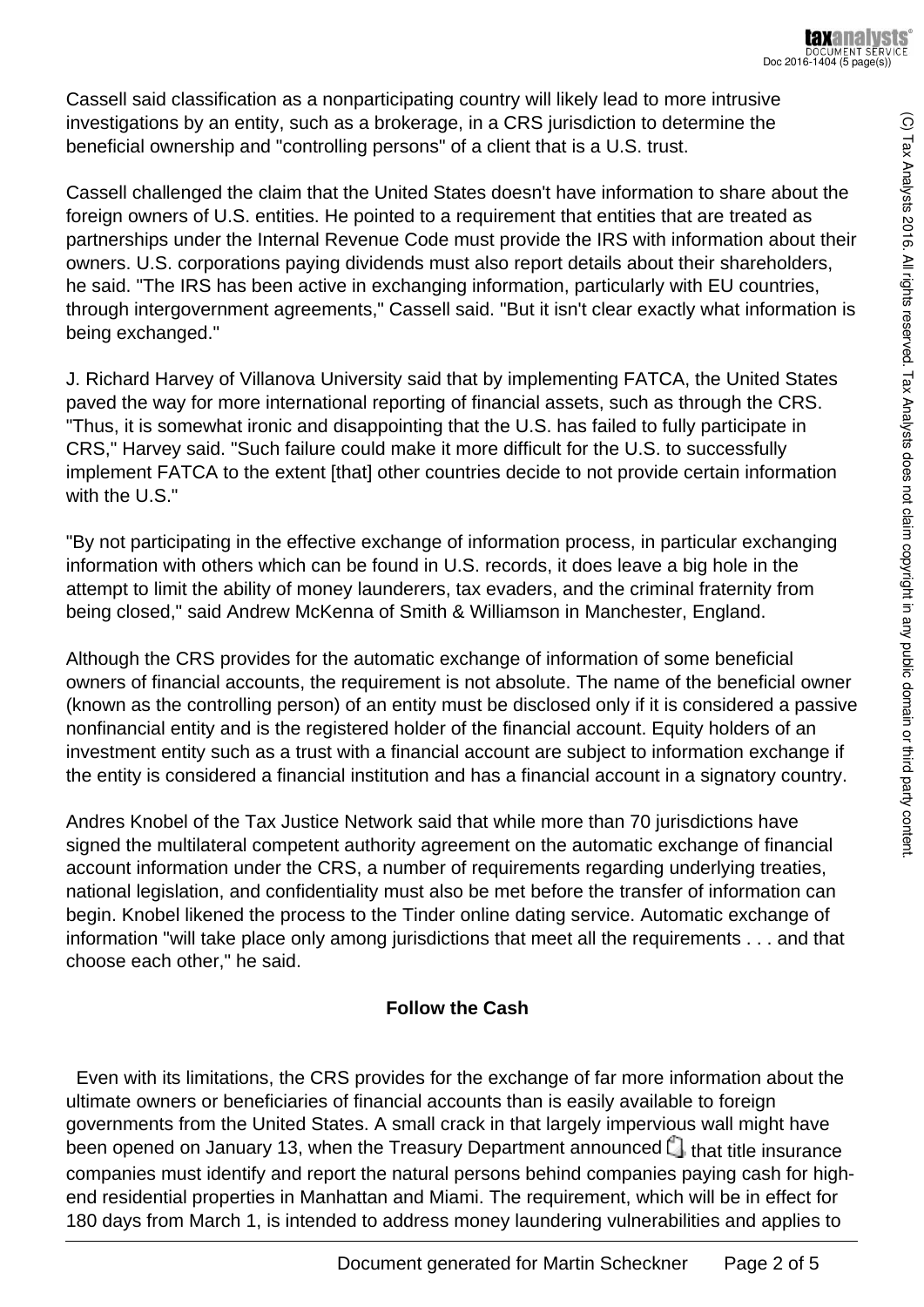Cassell said classification as a nonparticipating country will likely lead to more intrusive investigations by an entity, such as a brokerage, in a CRS jurisdiction to determine the beneficial ownership and "controlling persons" of a client that is a U.S. trust.

Cassell challenged the claim that the United States doesn't have information to share about the foreign owners of U.S. entities. He pointed to a requirement that entities that are treated as partnerships under the Internal Revenue Code must provide the IRS with information about their owners. U.S. corporations paying dividends must also report details about their shareholders, he said. "The IRS has been active in exchanging information, particularly with EU countries, through intergovernment agreements," Cassell said. "But it isn't clear exactly what information is being exchanged."

J. Richard Harvey of Villanova University said that by implementing FATCA, the United States paved the way for more international reporting of financial assets, such as through the CRS. "Thus, it is somewhat ironic and disappointing that the U.S. has failed to fully participate in CRS," Harvey said. "Such failure could make it more difficult for the U.S. to successfully implement FATCA to the extent [that] other countries decide to not provide certain information with the U.S."

"By not participating in the effective exchange of information process, in particular exchanging information with others which can be found in U.S. records, it does leave a big hole in the attempt to limit the ability of money launderers, tax evaders, and the criminal fraternity from being closed," said Andrew McKenna of Smith & Williamson in Manchester, England.

Although the CRS provides for the automatic exchange of information of some beneficial owners of financial accounts, the requirement is not absolute. The name of the beneficial owner (known as the controlling person) of an entity must be disclosed only if it is considered a passive nonfinancial entity and is the registered holder of the financial account. Equity holders of an investment entity such as a trust with a financial account are subject to information exchange if the entity is considered a financial institution and has a financial account in a signatory country.

Andres Knobel of the Tax Justice Network said that while more than 70 jurisdictions have signed the multilateral competent authority agreement on the automatic exchange of financial account information under the CRS, a number of requirements regarding underlying treaties, national legislation, and confidentiality must also be met before the transfer of information can begin. Knobel likened the process to the Tinder online dating service. Automatic exchange of information "will take place only among jurisdictions that meet all the requirements . . . and that choose each other," he said.

### Follow the Cash

Even with its limitations, the CRS provides for the exchange of far more information about the ultimate owners or beneficiaries of financial accounts than is easily available to foreign governments from the United States. A small crack in that largely impervious wall might have been opened on January 13, when the Treasury Department announced that title insurance companies must identify and report the natural persons behind companies paying cash for high-end residential properties in Manhattan and Miami. The requirement, which will be in effect for 180 days from March 1, is intended to address money laundering vulnerabilities and applies to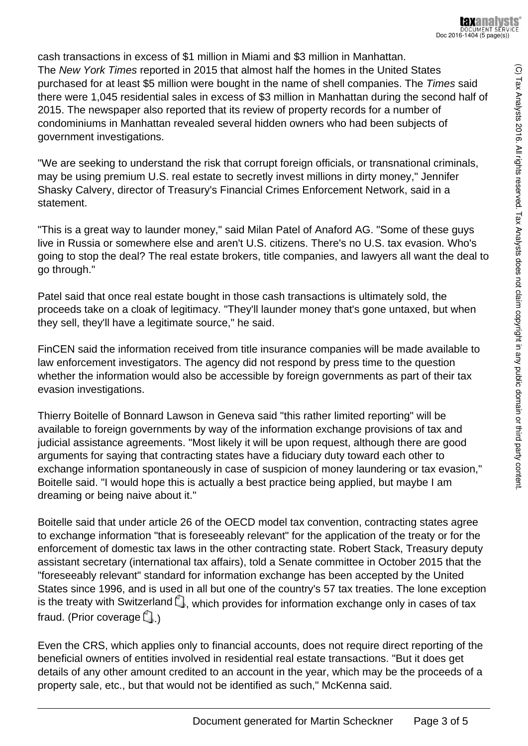cash transactions in excess of $1 million in Miami and $3 million in Manhattan.
The *New York Times* reported in 2015 that almost half the homes in the United States purchased for at least $5 million were bought in the name of shell companies. The *Times* said there were 1,045 residential sales in excess of $3 million in Manhattan during the second half of 2015. The newspaper also reported that its review of property records for a number of condominiums in Manhattan revealed several hidden owners who had been subjects of government investigations.

"We are seeking to understand the risk that corrupt foreign officials, or transnational criminals, may be using premium U.S. real estate to secretly invest millions in dirty money," Jennifer Shasky Calvery, director of Treasury's Financial Crimes Enforcement Network, said in a statement.

"This is a great way to launder money," said Milan Patel of Anaford AG. "Some of these guys live in Russia or somewhere else and aren't U.S. citizens. There's no U.S. tax evasion. Who's going to stop the deal? The real estate brokers, title companies, and lawyers all want the deal to go through."

Patel said that once real estate bought in those cash transactions is ultimately sold, the proceeds take on a cloak of legitimacy. "They'll launder money that's gone untaxed, but when they sell, they'll have a legitimate source," he said.

FinCEN said the information received from title insurance companies will be made available to law enforcement investigators. The agency did not respond by press time to the question whether the information would also be accessible by foreign governments as part of their tax evasion investigations.

Thierry Boitelle of Bonnard Lawson in Geneva said "this rather limited reporting" will be available to foreign governments by way of the information exchange provisions of tax and judicial assistance agreements. "Most likely it will be upon request, although there are good arguments for saying that contracting states have a fiduciary duty toward each other to exchange information spontaneously in case of suspicion of money laundering or tax evasion," Boitelle said. "I would hope this is actually a best practice being applied, but maybe I am dreaming or being naive about it."

Boitelle said that under article 26 of the OECD model tax convention, contracting states agree to exchange information "that is foreseeably relevant" for the application of the treaty or for the enforcement of domestic tax laws in the other contracting state. Robert Stack, Treasury deputy assistant secretary (international tax affairs), told a Senate committee in October 2015 that the "foreseeably relevant" standard for information exchange has been accepted by the United States since 1996, and is used in all but one of the country's 57 tax treaties. The lone exception is the treaty with Switzerland, which provides for information exchange only in cases of tax fraud. (Prior coverage.)

Even the CRS, which applies only to financial accounts, does not require direct reporting of the beneficial owners of entities involved in residential real estate transactions. "But it does get details of any other amount credited to an account in the year, which may be the proceeds of a property sale, etc., but that would not be identified as such," McKenna said.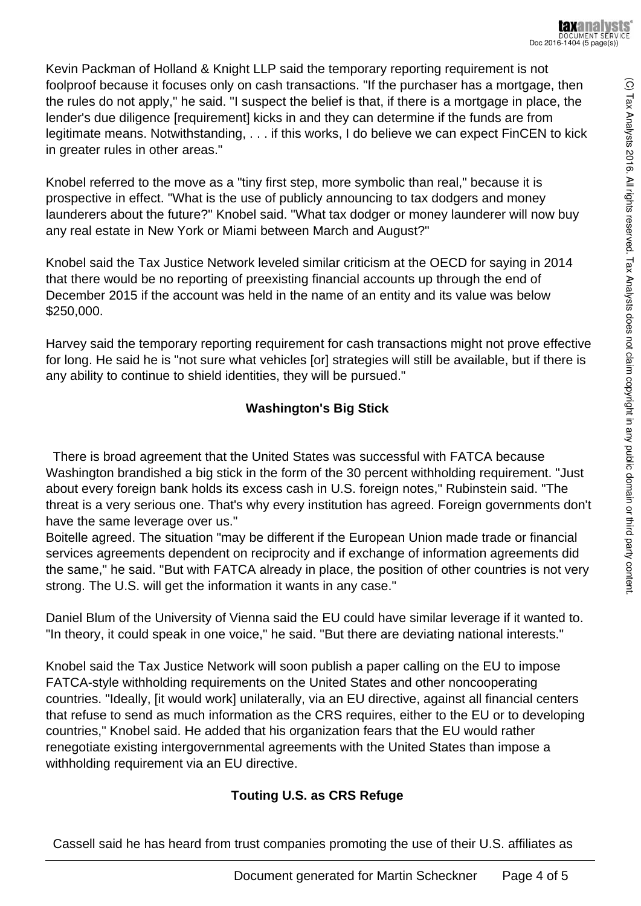Kevin Packman of Holland & Knight LLP said the temporary reporting requirement is not foolproof because it focuses only on cash transactions. "If the purchaser has a mortgage, then the rules do not apply," he said. "I suspect the belief is that, if there is a mortgage in place, the lender's due diligence [requirement] kicks in and they can determine if the funds are from legitimate means. Notwithstanding, . . . if this works, I do believe we can expect FinCEN to kick in greater rules in other areas."

Knobel referred to the move as a "tiny first step, more symbolic than real," because it is prospective in effect. "What is the use of publicly announcing to tax dodgers and money launderers about the future?" Knobel said. "What tax dodger or money launderer will now buy any real estate in New York or Miami between March and August?"

Knobel said the Tax Justice Network leveled similar criticism at the OECD for saying in 2014 that there would be no reporting of preexisting financial accounts up through the end of December 2015 if the account was held in the name of an entity and its value was below $250,000.

Harvey said the temporary reporting requirement for cash transactions might not prove effective for long. He said he is "not sure what vehicles [or] strategies will still be available, but if there is any ability to continue to shield identities, they will be pursued."

## Washington's Big Stick

There is broad agreement that the United States was successful with FATCA because Washington brandished a big stick in the form of the 30 percent withholding requirement. "Just about every foreign bank holds its excess cash in U.S. foreign notes," Rubinstein said. "The threat is a very serious one. That's why every institution has agreed. Foreign governments don't have the same leverage over us."

Boitelle agreed. The situation "may be different if the European Union made trade or financial services agreements dependent on reciprocity and if exchange of information agreements did the same," he said. "But with FATCA already in place, the position of other countries is not very strong. The U.S. will get the information it wants in any case."

Daniel Blum of the University of Vienna said the EU could have similar leverage if it wanted to. "In theory, it could speak in one voice," he said. "But there are deviating national interests."

Knobel said the Tax Justice Network will soon publish a paper calling on the EU to impose FATCA-style withholding requirements on the United States and other noncooperating countries. "Ideally, [it would work] unilaterally, via an EU directive, against all financial centers that refuse to send as much information as the CRS requires, either to the EU or to developing countries," Knobel said. He added that his organization fears that the EU would rather renegotiate existing intergovernmental agreements with the United States than impose a withholding requirement via an EU directive.

## Touting U.S. as CRS Refuge

Cassell said he has heard from trust companies promoting the use of their U.S. affiliates as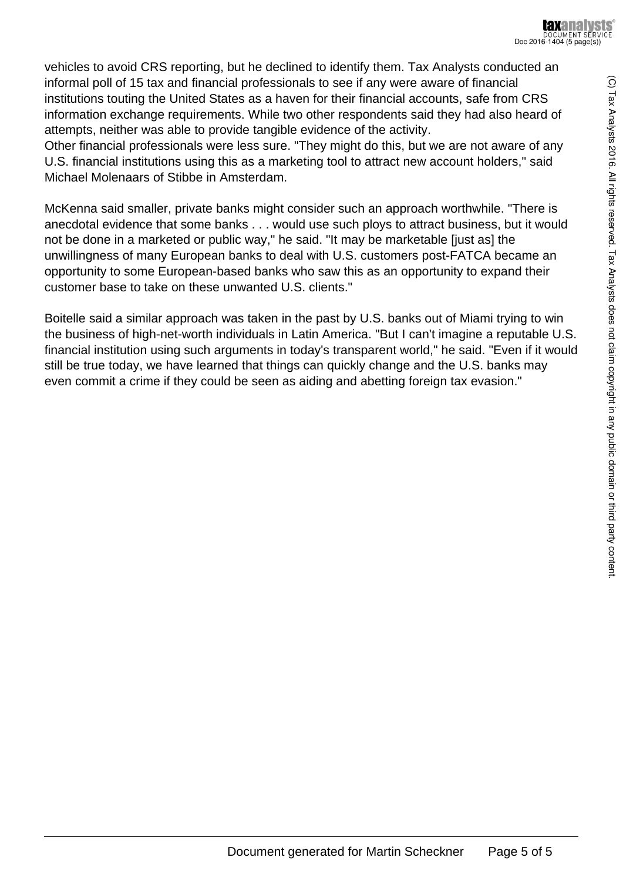vehicles to avoid CRS reporting, but he declined to identify them. Tax Analysts conducted an informal poll of 15 tax and financial professionals to see if any were aware of financial institutions touting the United States as a haven for their financial accounts, safe from CRS information exchange requirements. While two other respondents said they had also heard of attempts, neither was able to provide tangible evidence of the activity.
Other financial professionals were less sure. "They might do this, but we are not aware of any U.S. financial institutions using this as a marketing tool to attract new account holders," said Michael Molenaars of Stibbe in Amsterdam.

McKenna said smaller, private banks might consider such an approach worthwhile. "There is anecdotal evidence that some banks . . . would use such ploys to attract business, but it would not be done in a marketed or public way," he said. "It may be marketable [just as] the unwillingness of many European banks to deal with U.S. customers post-FATCA became an opportunity to some European-based banks who saw this as an opportunity to expand their customer base to take on these unwanted U.S. clients."

Boitelle said a similar approach was taken in the past by U.S. banks out of Miami trying to win the business of high-net-worth individuals in Latin America. "But I can't imagine a reputable U.S. financial institution using such arguments in today's transparent world," he said. "Even if it would still be true today, we have learned that things can quickly change and the U.S. banks may even commit a crime if they could be seen as aiding and abetting foreign tax evasion."